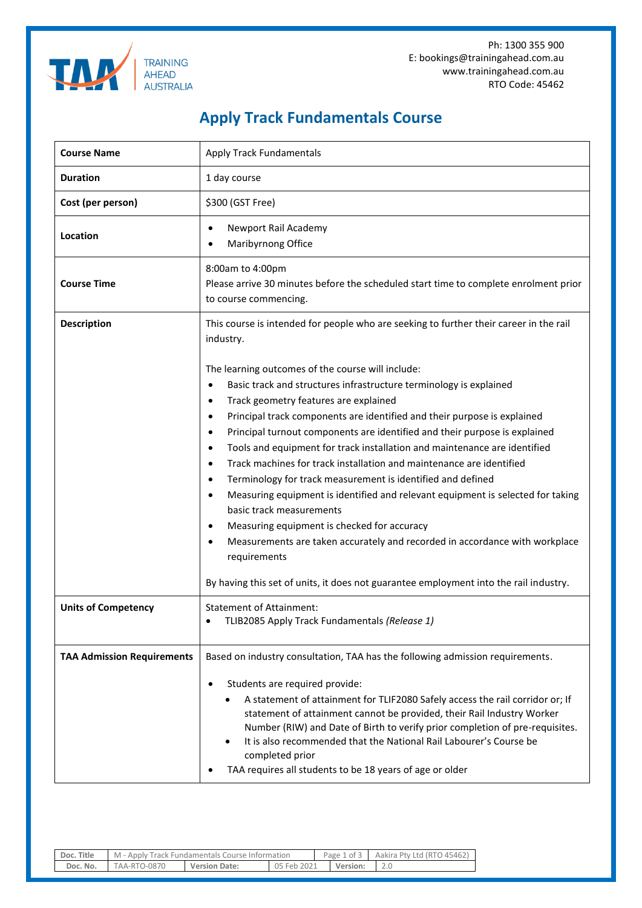TRAINING AHEAD AUSTRALIA

Ph: 1300 355 900
E: bookings@trainingahead.com.au
www.trainingahead.com.au
RTO Code: 45462

# Apply Track Fundamentals Course

| **Course Name** | Apply Track Fundamentals |
|---|---|
| **Duration** | 1 day course |
| **Cost (per person)** | $300 (GST Free) |
| **Location** | • Newport Rail Academy<br>• Maribyrnong Office |
| **Course Time** | 8:00am to 4:00pm<br>Please arrive 30 minutes before the scheduled start time to complete enrolment prior to course commencing. |
| **Description** | This course is intended for people who are seeking to further their career in the rail industry.<br><br>The learning outcomes of the course will include:<br>• Basic track and structures infrastructure terminology is explained<br>• Track geometry features are explained<br>• Principal track components are identified and their purpose is explained<br>• Principal turnout components are identified and their purpose is explained<br>• Tools and equipment for track installation and maintenance are identified<br>• Track machines for track installation and maintenance are identified<br>• Terminology for track measurement is identified and defined<br>• Measuring equipment is identified and relevant equipment is selected for taking basic track measurements<br>• Measuring equipment is checked for accuracy<br>• Measurements are taken accurately and recorded in accordance with workplace requirements<br><br>By having this set of units, it does not guarantee employment into the rail industry. |
| **Units of Competency** | Statement of Attainment:<br>• TLIB2085 Apply Track Fundamentals *(Release 1)* |
| **TAA Admission Requirements** | Based on industry consultation, TAA has the following admission requirements.<br><br>• Students are required provide:<br>  ◦ A statement of attainment for TLIF2080 Safely access the rail corridor or; If statement of attainment cannot be provided, their Rail Industry Worker Number (RIW) and Date of Birth to verify prior completion of pre-requisites.<br>  ◦ It is also recommended that the National Rail Labourer's Course be completed prior<br>• TAA requires all students to be 18 years of age or older |

| Doc. Title | M - Apply Track Fundamentals Course Information | | Page 1 of 3 | Aakira Pty Ltd (RTO 45462) |
|---|---|---|---|---|
| Doc. No. | TAA-RTO-0870 | Version Date: 05 Feb 2021 | Version: | 2.0 |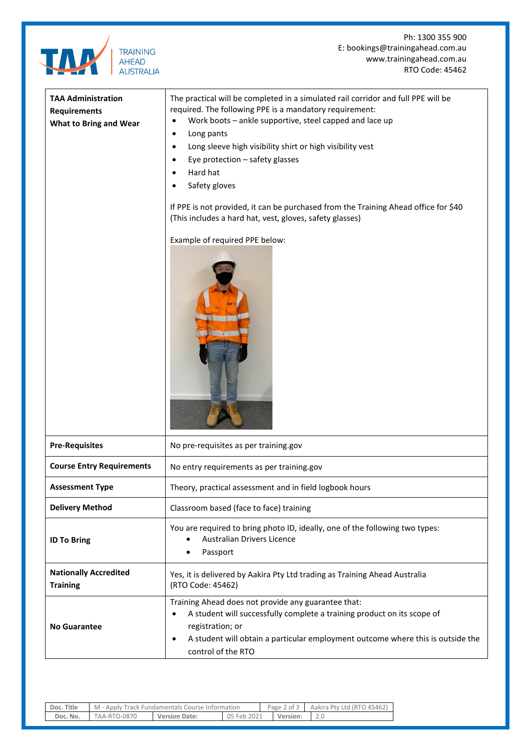Ph: 1300 355 900
E: bookings@trainingahead.com.au
www.trainingahead.com.au
RTO Code: 45462

| | |
|---|---|
| **TAA Administration Requirements**<br>**What to Bring and Wear** | The practical will be completed in a simulated rail corridor and full PPE will be required. The following PPE is a mandatory requirement:<br>• Work boots – ankle supportive, steel capped and lace up<br>• Long pants<br>• Long sleeve high visibility shirt or high visibility vest<br>• Eye protection – safety glasses<br>• Hard hat<br>• Safety gloves<br><br>If PPE is not provided, it can be purchased from the Training Ahead office for $40 (This includes a hard hat, vest, gloves, safety glasses)<br><br>Example of required PPE below: |
| **Pre-Requisites** | No pre-requisites as per training.gov |
| **Course Entry Requirements** | No entry requirements as per training.gov |
| **Assessment Type** | Theory, practical assessment and in field logbook hours |
| **Delivery Method** | Classroom based (face to face) training |
| **ID To Bring** | You are required to bring photo ID, ideally, one of the following two types:<br>• Australian Drivers Licence<br>• Passport |
| **Nationally Accredited Training** | Yes, it is delivered by Aakira Pty Ltd trading as Training Ahead Australia (RTO Code: 45462) |
| **No Guarantee** | Training Ahead does not provide any guarantee that:<br>• A student will successfully complete a training product on its scope of registration; or<br>• A student will obtain a particular employment outcome where this is outside the control of the RTO |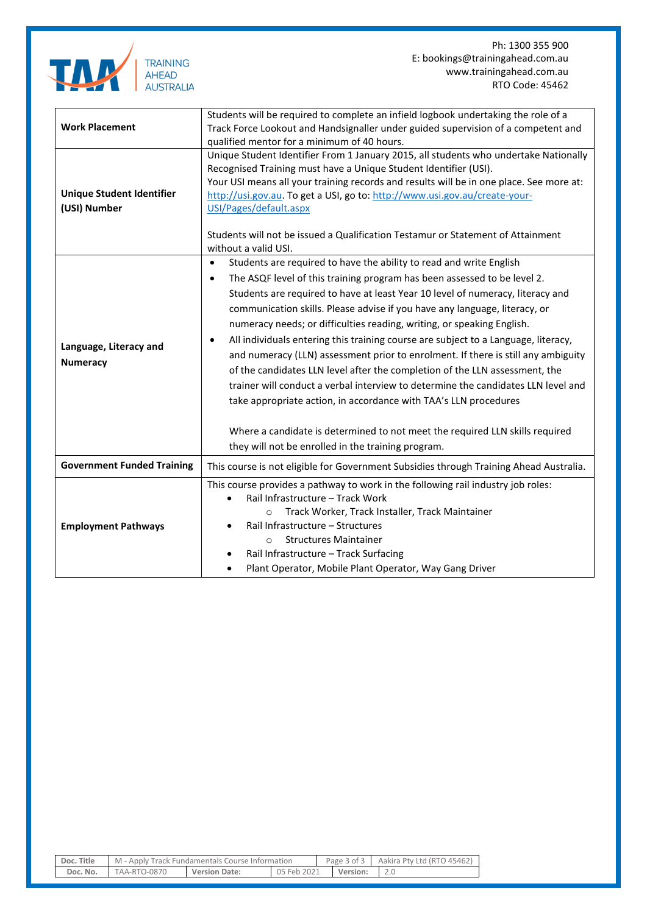| | |
|---|---|
| **Work Placement** | Students will be required to complete an infield logbook undertaking the role of a Track Force Lookout and Handsignaller under guided supervision of a competent and qualified mentor for a minimum of 40 hours. |
| **Unique Student Identifier (USI) Number** | Unique Student Identifier From 1 January 2015, all students who undertake Nationally Recognised Training must have a Unique Student Identifier (USI).<br>Your USI means all your training records and results will be in one place. See more at: http://usi.gov.au. To get a USI, go to: http://www.usi.gov.au/create-your-USI/Pages/default.aspx<br><br>Students will not be issued a Qualification Testamur or Statement of Attainment without a valid USI. |
| **Language, Literacy and Numeracy** | • Students are required to have the ability to read and write English<br>• The ASQF level of this training program has been assessed to be level 2. Students are required to have at least Year 10 level of numeracy, literacy and communication skills. Please advise if you have any language, literacy, or numeracy needs; or difficulties reading, writing, or speaking English.<br>• All individuals entering this training course are subject to a Language, literacy, and numeracy (LLN) assessment prior to enrolment. If there is still any ambiguity of the candidates LLN level after the completion of the LLN assessment, the trainer will conduct a verbal interview to determine the candidates LLN level and take appropriate action, in accordance with TAA's LLN procedures<br><br>Where a candidate is determined to not meet the required LLN skills required they will not be enrolled in the training program. |
| **Government Funded Training** | This course is not eligible for Government Subsidies through Training Ahead Australia. |
| **Employment Pathways** | This course provides a pathway to work in the following rail industry job roles:<br>• Rail Infrastructure – Track Work<br>  ○ Track Worker, Track Installer, Track Maintainer<br>• Rail Infrastructure – Structures<br>  ○ Structures Maintainer<br>• Rail Infrastructure – Track Surfacing<br>• Plant Operator, Mobile Plant Operator, Way Gang Driver |